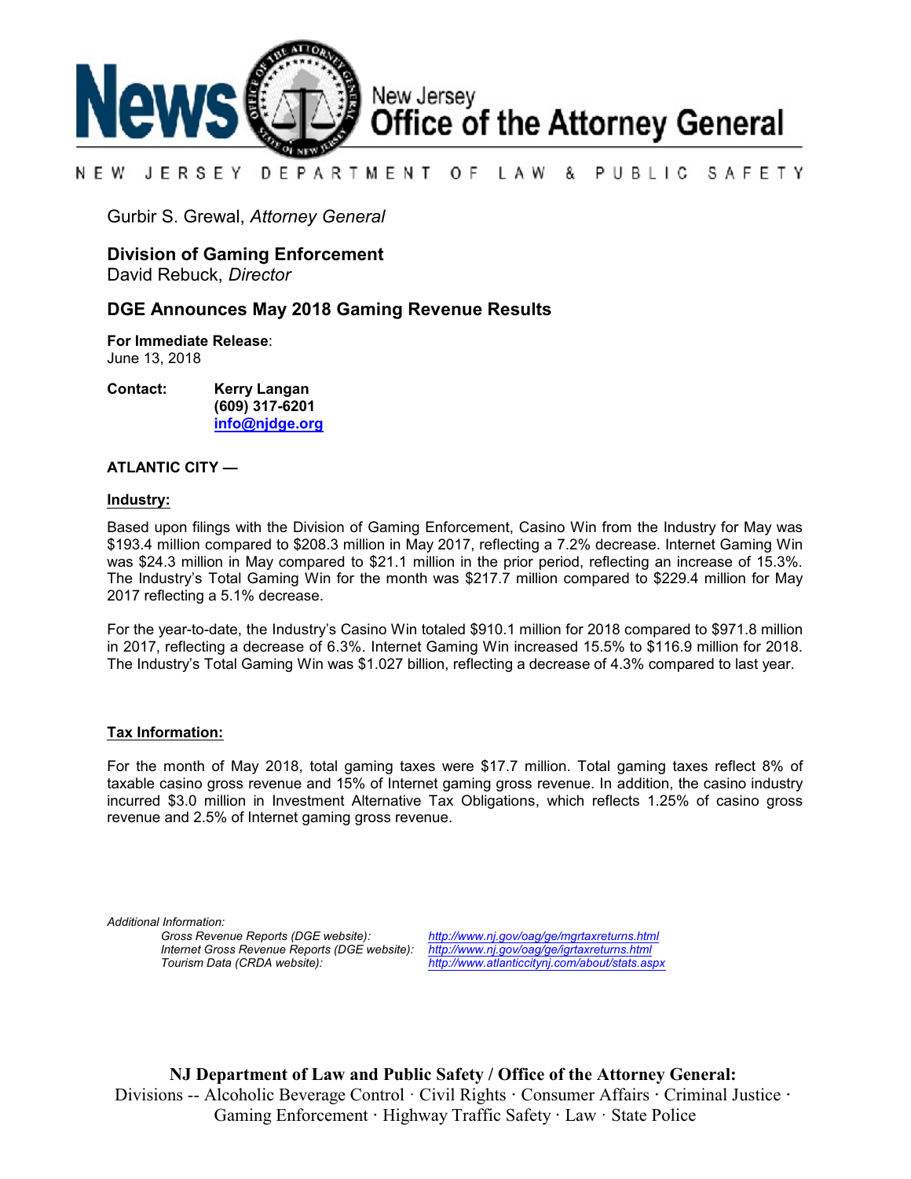# News — New Jersey Office of the Attorney General

NEW JERSEY DEPARTMENT OF LAW & PUBLIC SAFETY

Gurbir S. Grewal, *Attorney General*

**Division of Gaming Enforcement**
David Rebuck, *Director*

## DGE Announces May 2018 Gaming Revenue Results

**For Immediate Release**:
June 13, 2018

**Contact:** **Kerry Langan**
**(609) 317-6201**
**info@njdge.org**

**ATLANTIC CITY —**

**Industry:**

Based upon filings with the Division of Gaming Enforcement, Casino Win from the Industry for May was $193.4 million compared to $208.3 million in May 2017, reflecting a 7.2% decrease. Internet Gaming Win was $24.3 million in May compared to $21.1 million in the prior period, reflecting an increase of 15.3%. The Industry's Total Gaming Win for the month was $217.7 million compared to $229.4 million for May 2017 reflecting a 5.1% decrease.

For the year-to-date, the Industry's Casino Win totaled $910.1 million for 2018 compared to $971.8 million in 2017, reflecting a decrease of 6.3%. Internet Gaming Win increased 15.5% to $116.9 million for 2018. The Industry's Total Gaming Win was $1.027 billion, reflecting a decrease of 4.3% compared to last year.

**Tax Information:**

For the month of May 2018, total gaming taxes were $17.7 million. Total gaming taxes reflect 8% of taxable casino gross revenue and 15% of Internet gaming gross revenue. In addition, the casino industry incurred $3.0 million in Investment Alternative Tax Obligations, which reflects 1.25% of casino gross revenue and 2.5% of Internet gaming gross revenue.

*Additional Information:*

*Gross Revenue Reports (DGE website):* *http://www.nj.gov/oag/ge/mgrtaxreturns.html*
*Internet Gross Revenue Reports (DGE website):* *http://www.nj.gov/oag/ge/igrtaxreturns.html*
*Tourism Data (CRDA website):* *http://www.atlanticcitynj.com/about/stats.aspx*

**NJ Department of Law and Public Safety / Office of the Attorney General:**
Divisions -- Alcoholic Beverage Control · Civil Rights · Consumer Affairs · Criminal Justice · Gaming Enforcement · Highway Traffic Safety · Law · State Police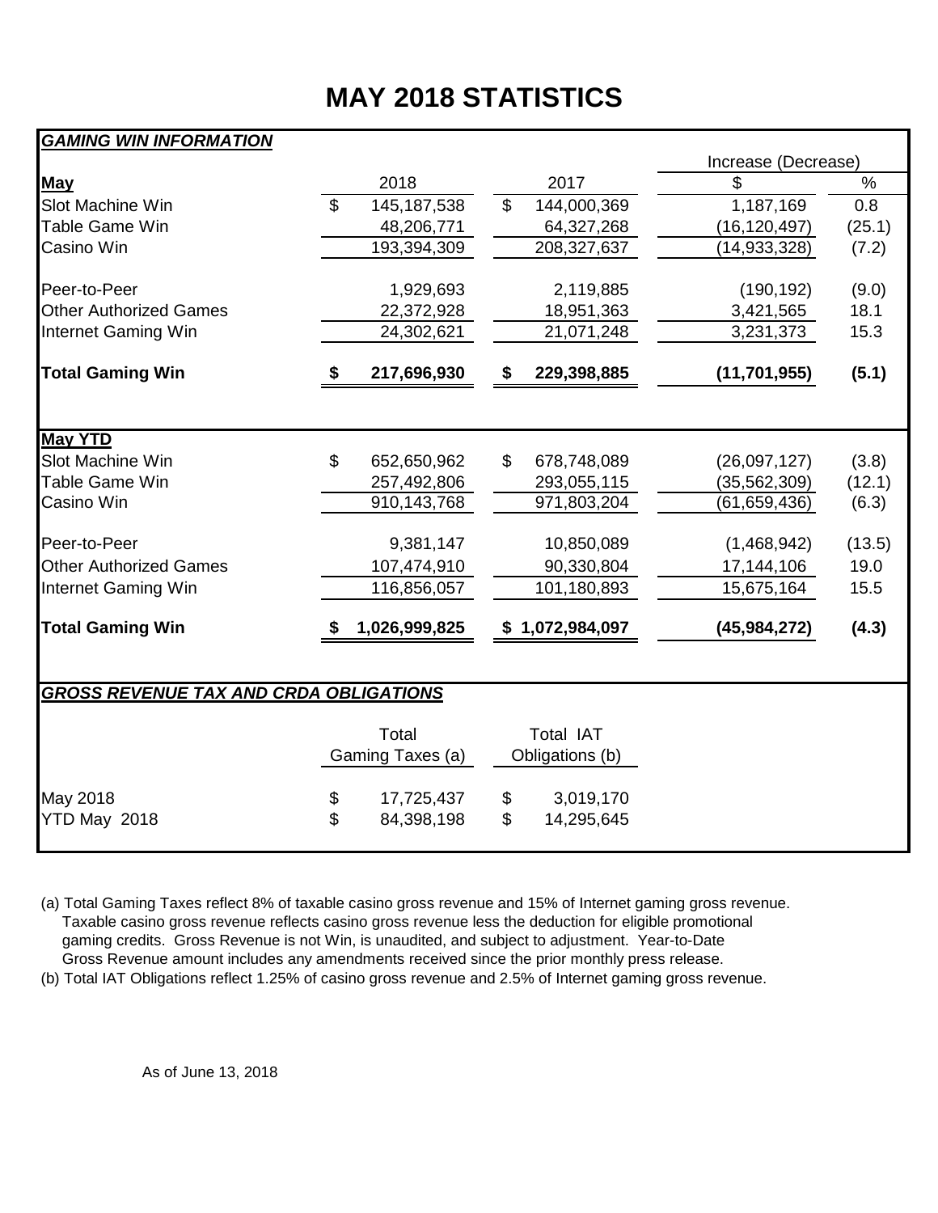# MAY 2018 STATISTICS

***GAMING WIN INFORMATION***

| | | | Increase (Decrease) | |
|---|---|---|---|---|
| **May** | 2018 | 2017 | $ | % |
| Slot Machine Win | $ 145,187,538 | $ 144,000,369 | 1,187,169 | 0.8 |
| Table Game Win | 48,206,771 | 64,327,268 | (16,120,497) | (25.1) |
| Casino Win | 193,394,309 | 208,327,637 | (14,933,328) | (7.2) |
| Peer-to-Peer | 1,929,693 | 2,119,885 | (190,192) | (9.0) |
| Other Authorized Games | 22,372,928 | 18,951,363 | 3,421,565 | 18.1 |
| Internet Gaming Win | 24,302,621 | 21,071,248 | 3,231,373 | 15.3 |
| **Total Gaming Win** | **$ 217,696,930** | **$ 229,398,885** | **(11,701,955)** | **(5.1)** |
| **May YTD** | | | | |
| Slot Machine Win | $ 652,650,962 | $ 678,748,089 | (26,097,127) | (3.8) |
| Table Game Win | 257,492,806 | 293,055,115 | (35,562,309) | (12.1) |
| Casino Win | 910,143,768 | 971,803,204 | (61,659,436) | (6.3) |
| Peer-to-Peer | 9,381,147 | 10,850,089 | (1,468,942) | (13.5) |
| Other Authorized Games | 107,474,910 | 90,330,804 | 17,144,106 | 19.0 |
| Internet Gaming Win | 116,856,057 | 101,180,893 | 15,675,164 | 15.5 |
| **Total Gaming Win** | **$ 1,026,999,825** | **$ 1,072,984,097** | **(45,984,272)** | **(4.3)** |

***GROSS REVENUE TAX AND CRDA OBLIGATIONS***

| | Total Gaming Taxes (a) | Total IAT Obligations (b) |
|---|---|---|
| May 2018 | $ 17,725,437 | $ 3,019,170 |
| YTD May 2018 | $ 84,398,198 | $ 14,295,645 |

(a) Total Gaming Taxes reflect 8% of taxable casino gross revenue and 15% of Internet gaming gross revenue. Taxable casino gross revenue reflects casino gross revenue less the deduction for eligible promotional gaming credits. Gross Revenue is not Win, is unaudited, and subject to adjustment. Year-to-Date Gross Revenue amount includes any amendments received since the prior monthly press release.

(b) Total IAT Obligations reflect 1.25% of casino gross revenue and 2.5% of Internet gaming gross revenue.

As of June 13, 2018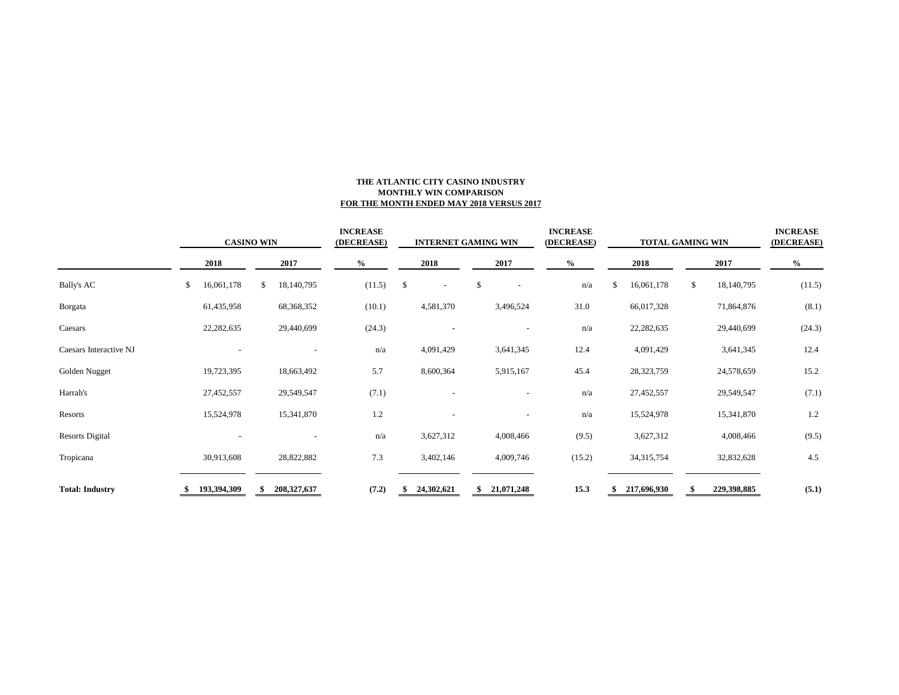**THE ATLANTIC CITY CASINO INDUSTRY**
**MONTHLY WIN COMPARISON**
**FOR THE MONTH ENDED MAY 2018 VERSUS 2017**

| | CASINO WIN | | INCREASE (DECREASE) | INTERNET GAMING WIN | | INCREASE (DECREASE) | TOTAL GAMING WIN | | INCREASE (DECREASE) |
|---|---|---|---|---|---|---|---|---|---|
| | 2018 | 2017 | % | 2018 | 2017 | % | 2018 | 2017 | % |
| Bally's AC | $ 16,061,178 | $ 18,140,795 | (11.5) | $ - | $ - | n/a | $ 16,061,178 | $ 18,140,795 | (11.5) |
| Borgata | 61,435,958 | 68,368,352 | (10.1) | 4,581,370 | 3,496,524 | 31.0 | 66,017,328 | 71,864,876 | (8.1) |
| Caesars | 22,282,635 | 29,440,699 | (24.3) | - | - | n/a | 22,282,635 | 29,440,699 | (24.3) |
| Caesars Interactive NJ | - | - | n/a | 4,091,429 | 3,641,345 | 12.4 | 4,091,429 | 3,641,345 | 12.4 |
| Golden Nugget | 19,723,395 | 18,663,492 | 5.7 | 8,600,364 | 5,915,167 | 45.4 | 28,323,759 | 24,578,659 | 15.2 |
| Harrah's | 27,452,557 | 29,549,547 | (7.1) | - | - | n/a | 27,452,557 | 29,549,547 | (7.1) |
| Resorts | 15,524,978 | 15,341,870 | 1.2 | - | - | n/a | 15,524,978 | 15,341,870 | 1.2 |
| Resorts Digital | - | - | n/a | 3,627,312 | 4,008,466 | (9.5) | 3,627,312 | 4,008,466 | (9.5) |
| Tropicana | 30,913,608 | 28,822,882 | 7.3 | 3,402,146 | 4,009,746 | (15.2) | 34,315,754 | 32,832,628 | 4.5 |
| **Total: Industry** | **$ 193,394,309** | **$ 208,327,637** | **(7.2)** | **$ 24,302,621** | **$ 21,071,248** | **15.3** | **$ 217,696,930** | **$ 229,398,885** | **(5.1)** |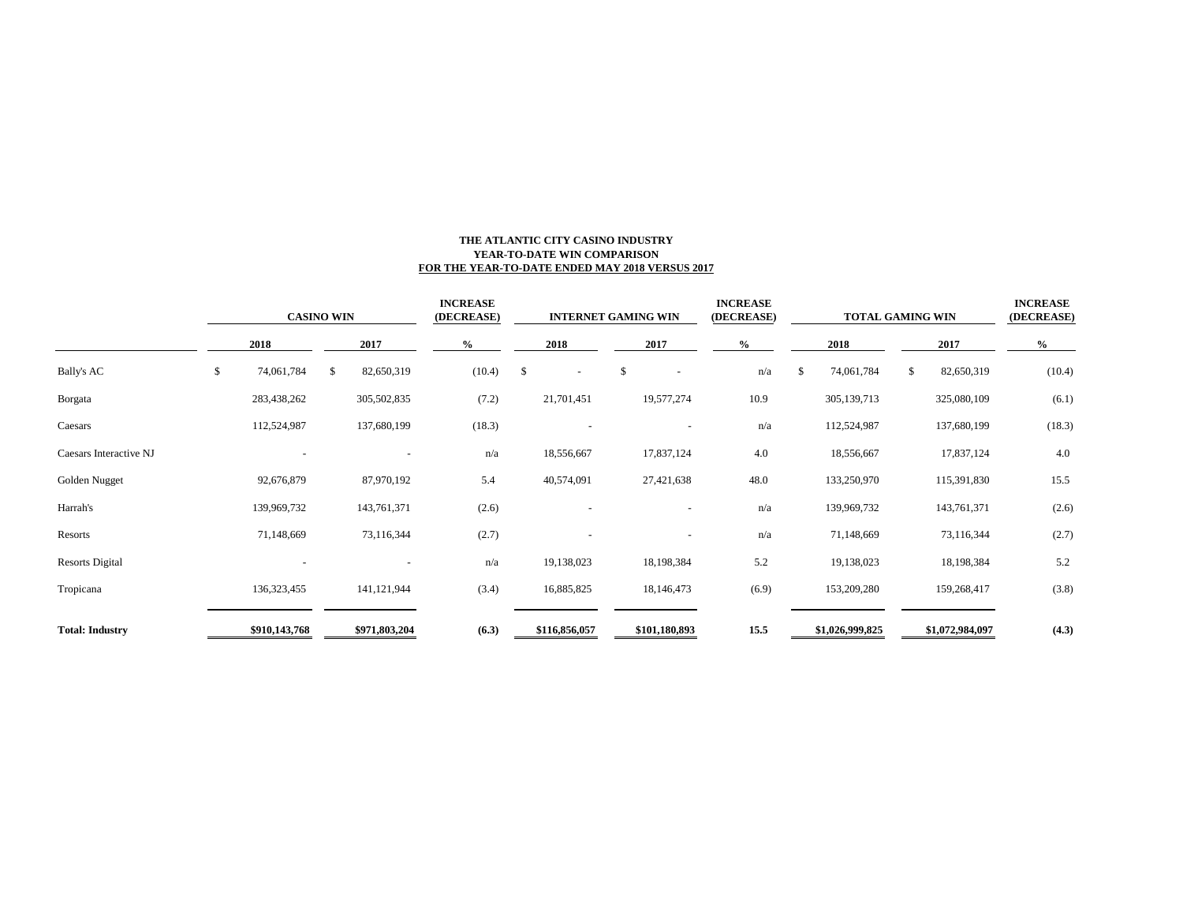**THE ATLANTIC CITY CASINO INDUSTRY**
**YEAR-TO-DATE WIN COMPARISON**
**FOR THE YEAR-TO-DATE ENDED MAY 2018 VERSUS 2017**

| | CASINO WIN | | INCREASE (DECREASE) | INTERNET GAMING WIN | | INCREASE (DECREASE) | TOTAL GAMING WIN | | INCREASE (DECREASE) |
|---|---|---|---|---|---|---|---|---|---|
| | 2018 | 2017 | % | 2018 | 2017 | % | 2018 | 2017 | % |
| Bally's AC | $ 74,061,784 | $ 82,650,319 | (10.4) | $ - | $ - | n/a | $ 74,061,784 | $ 82,650,319 | (10.4) |
| Borgata | 283,438,262 | 305,502,835 | (7.2) | 21,701,451 | 19,577,274 | 10.9 | 305,139,713 | 325,080,109 | (6.1) |
| Caesars | 112,524,987 | 137,680,199 | (18.3) | - | - | n/a | 112,524,987 | 137,680,199 | (18.3) |
| Caesars Interactive NJ | - | - | n/a | 18,556,667 | 17,837,124 | 4.0 | 18,556,667 | 17,837,124 | 4.0 |
| Golden Nugget | 92,676,879 | 87,970,192 | 5.4 | 40,574,091 | 27,421,638 | 48.0 | 133,250,970 | 115,391,830 | 15.5 |
| Harrah's | 139,969,732 | 143,761,371 | (2.6) | - | - | n/a | 139,969,732 | 143,761,371 | (2.6) |
| Resorts | 71,148,669 | 73,116,344 | (2.7) | - | - | n/a | 71,148,669 | 73,116,344 | (2.7) |
| Resorts Digital | - | - | n/a | 19,138,023 | 18,198,384 | 5.2 | 19,138,023 | 18,198,384 | 5.2 |
| Tropicana | 136,323,455 | 141,121,944 | (3.4) | 16,885,825 | 18,146,473 | (6.9) | 153,209,280 | 159,268,417 | (3.8) |
| **Total: Industry** | **$910,143,768** | **$971,803,204** | **(6.3)** | **$116,856,057** | **$101,180,893** | **15.5** | **$1,026,999,825** | **$1,072,984,097** | **(4.3)** |